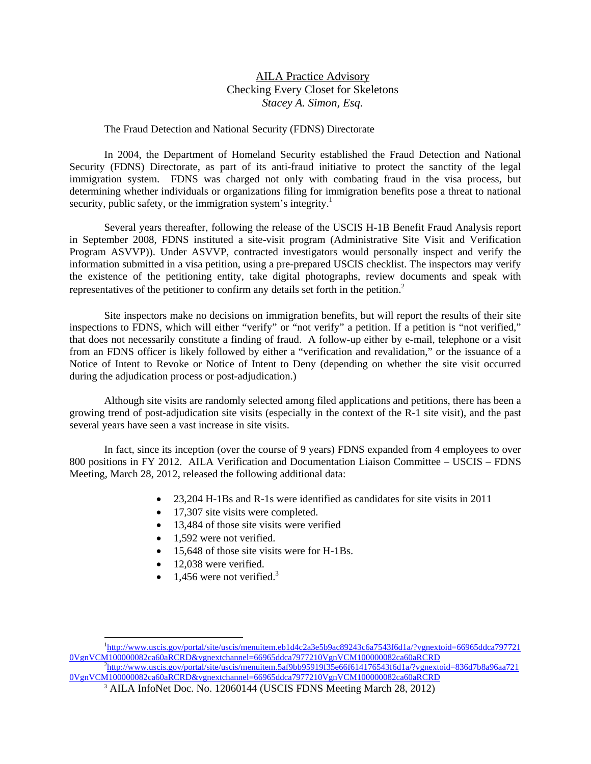# AILA Practice Advisory

## Checking Every Closet for Skeletons

*Stacey A. Simon, Esq.*

### The Fraud Detection and National Security (FDNS) Directorate

In 2004, the Department of Homeland Security established the Fraud Detection and National Security (FDNS) Directorate, as part of its anti-fraud initiative to protect the sanctity of the legal immigration system. FDNS was charged not only with combating fraud in the visa process, but determining whether individuals or organizations filing for immigration benefits pose a threat to national security, public safety, or the immigration system's integrity.[1]

Several years thereafter, following the release of the USCIS H-1B Benefit Fraud Analysis report in September 2008, FDNS instituted a site-visit program (Administrative Site Visit and Verification Program ASVVP)). Under ASVVP, contracted investigators would personally inspect and verify the information submitted in a visa petition, using a pre-prepared USCIS checklist. The inspectors may verify the existence of the petitioning entity, take digital photographs, review documents and speak with representatives of the petitioner to confirm any details set forth in the petition.[2]

Site inspectors make no decisions on immigration benefits, but will report the results of their site inspections to FDNS, which will either "verify" or "not verify" a petition. If a petition is "not verified," that does not necessarily constitute a finding of fraud. A follow-up either by e-mail, telephone or a visit from an FDNS officer is likely followed by either a "verification and revalidation," or the issuance of a Notice of Intent to Revoke or Notice of Intent to Deny (depending on whether the site visit occurred during the adjudication process or post-adjudication.)

Although site visits are randomly selected among filed applications and petitions, there has been a growing trend of post-adjudication site visits (especially in the context of the R-1 site visit), and the past several years have seen a vast increase in site visits.

In fact, since its inception (over the course of 9 years) FDNS expanded from 4 employees to over 800 positions in FY 2012. AILA Verification and Documentation Liaison Committee – USCIS – FDNS Meeting, March 28, 2012, released the following additional data:

- 23,204 H-1Bs and R-1s were identified as candidates for site visits in 2011
- 17,307 site visits were completed.
- 13,484 of those site visits were verified
- 1,592 were not verified.
- 15,648 of those site visits were for H-1Bs.
- 12,038 were verified.
- 1,456 were not verified.[3]

---

[1] http://www.uscis.gov/portal/site/uscis/menuitem.eb1d4c2a3e5b9ac89243c6a7543f6d1a/?vgnextoid=66965ddca7977210VgnVCM100000082ca60aRCRD&vgnextchannel=66965ddca7977210VgnVCM100000082ca60aRCRD

[2] http://www.uscis.gov/portal/site/uscis/menuitem.5af9bb95919f35e66f614176543f6d1a/?vgnextoid=836d7b8a96aa7210VgnVCM100000082ca60aRCRD&vgnextchannel=66965ddca7977210VgnVCM100000082ca60aRCRD

[3] AILA InfoNet Doc. No. 12060144 (USCIS FDNS Meeting March 28, 2012)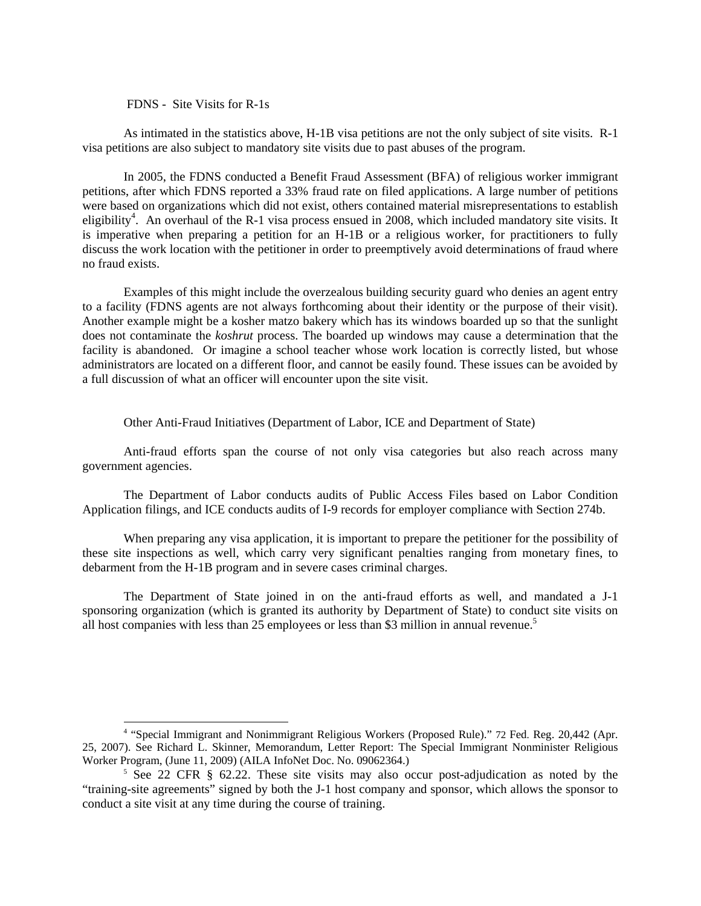## FDNS - Site Visits for R-1s

As intimated in the statistics above, H-1B visa petitions are not the only subject of site visits. R-1 visa petitions are also subject to mandatory site visits due to past abuses of the program.

In 2005, the FDNS conducted a Benefit Fraud Assessment (BFA) of religious worker immigrant petitions, after which FDNS reported a 33% fraud rate on filed applications. A large number of petitions were based on organizations which did not exist, others contained material misrepresentations to establish eligibility[4]. An overhaul of the R-1 visa process ensued in 2008, which included mandatory site visits. It is imperative when preparing a petition for an H-1B or a religious worker, for practitioners to fully discuss the work location with the petitioner in order to preemptively avoid determinations of fraud where no fraud exists.

Examples of this might include the overzealous building security guard who denies an agent entry to a facility (FDNS agents are not always forthcoming about their identity or the purpose of their visit). Another example might be a kosher matzo bakery which has its windows boarded up so that the sunlight does not contaminate the *koshrut* process. The boarded up windows may cause a determination that the facility is abandoned. Or imagine a school teacher whose work location is correctly listed, but whose administrators are located on a different floor, and cannot be easily found. These issues can be avoided by a full discussion of what an officer will encounter upon the site visit.

## Other Anti-Fraud Initiatives (Department of Labor, ICE and Department of State)

Anti-fraud efforts span the course of not only visa categories but also reach across many government agencies.

The Department of Labor conducts audits of Public Access Files based on Labor Condition Application filings, and ICE conducts audits of I-9 records for employer compliance with Section 274b.

When preparing any visa application, it is important to prepare the petitioner for the possibility of these site inspections as well, which carry very significant penalties ranging from monetary fines, to debarment from the H-1B program and in severe cases criminal charges.

The Department of State joined in on the anti-fraud efforts as well, and mandated a J-1 sponsoring organization (which is granted its authority by Department of State) to conduct site visits on all host companies with less than 25 employees or less than $3 million in annual revenue.[5]

---

[4] "Special Immigrant and Nonimmigrant Religious Workers (Proposed Rule)." 72 Fed. Reg. 20,442 (Apr. 25, 2007). See Richard L. Skinner, Memorandum, Letter Report: The Special Immigrant Nonminister Religious Worker Program, (June 11, 2009) (AILA InfoNet Doc. No. 09062364.)

[5] See 22 CFR § 62.22. These site visits may also occur post-adjudication as noted by the "training-site agreements" signed by both the J-1 host company and sponsor, which allows the sponsor to conduct a site visit at any time during the course of training.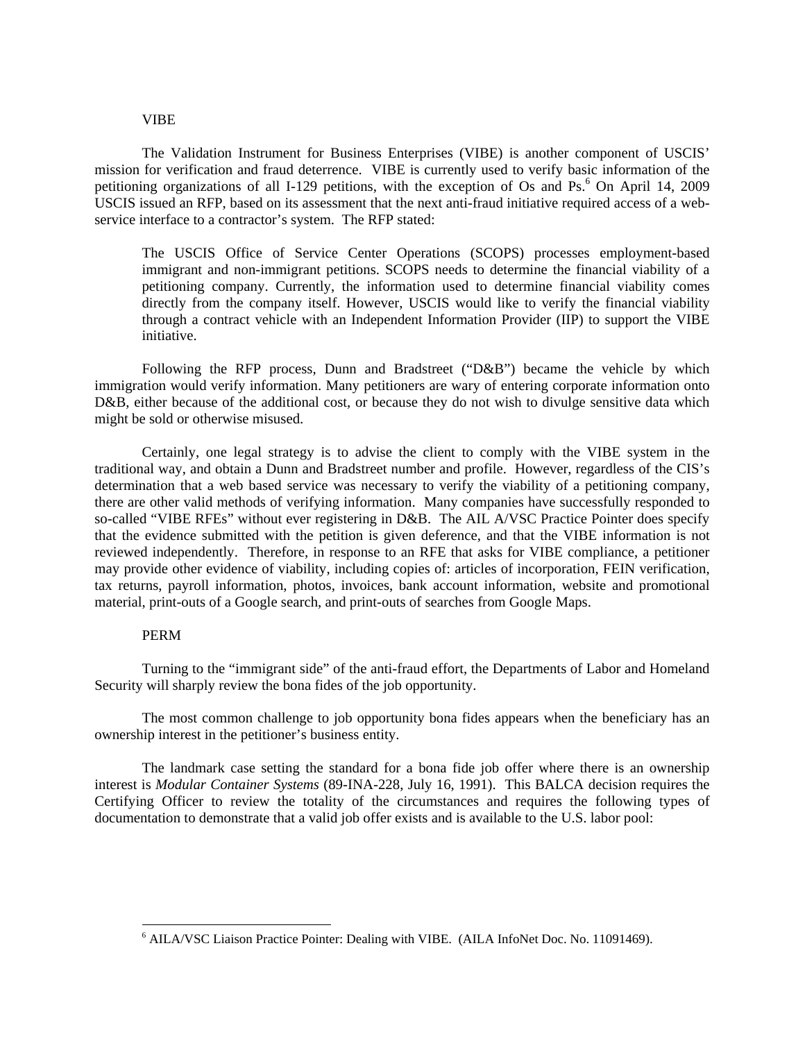## VIBE

The Validation Instrument for Business Enterprises (VIBE) is another component of USCIS' mission for verification and fraud deterrence. VIBE is currently used to verify basic information of the petitioning organizations of all I-129 petitions, with the exception of Os and Ps.[6] On April 14, 2009 USCIS issued an RFP, based on its assessment that the next anti-fraud initiative required access of a web-service interface to a contractor's system. The RFP stated:

> The USCIS Office of Service Center Operations (SCOPS) processes employment-based immigrant and non-immigrant petitions. SCOPS needs to determine the financial viability of a petitioning company. Currently, the information used to determine financial viability comes directly from the company itself. However, USCIS would like to verify the financial viability through a contract vehicle with an Independent Information Provider (IIP) to support the VIBE initiative.

Following the RFP process, Dunn and Bradstreet ("D&B") became the vehicle by which immigration would verify information. Many petitioners are wary of entering corporate information onto D&B, either because of the additional cost, or because they do not wish to divulge sensitive data which might be sold or otherwise misused.

Certainly, one legal strategy is to advise the client to comply with the VIBE system in the traditional way, and obtain a Dunn and Bradstreet number and profile. However, regardless of the CIS's determination that a web based service was necessary to verify the viability of a petitioning company, there are other valid methods of verifying information. Many companies have successfully responded to so-called "VIBE RFEs" without ever registering in D&B. The AIL A/VSC Practice Pointer does specify that the evidence submitted with the petition is given deference, and that the VIBE information is not reviewed independently. Therefore, in response to an RFE that asks for VIBE compliance, a petitioner may provide other evidence of viability, including copies of: articles of incorporation, FEIN verification, tax returns, payroll information, photos, invoices, bank account information, website and promotional material, print-outs of a Google search, and print-outs of searches from Google Maps.

## PERM

Turning to the "immigrant side" of the anti-fraud effort, the Departments of Labor and Homeland Security will sharply review the bona fides of the job opportunity.

The most common challenge to job opportunity bona fides appears when the beneficiary has an ownership interest in the petitioner's business entity.

The landmark case setting the standard for a bona fide job offer where there is an ownership interest is *Modular Container Systems* (89-INA-228, July 16, 1991). This BALCA decision requires the Certifying Officer to review the totality of the circumstances and requires the following types of documentation to demonstrate that a valid job offer exists and is available to the U.S. labor pool:

---

[6] AILA/VSC Liaison Practice Pointer: Dealing with VIBE. (AILA InfoNet Doc. No. 11091469).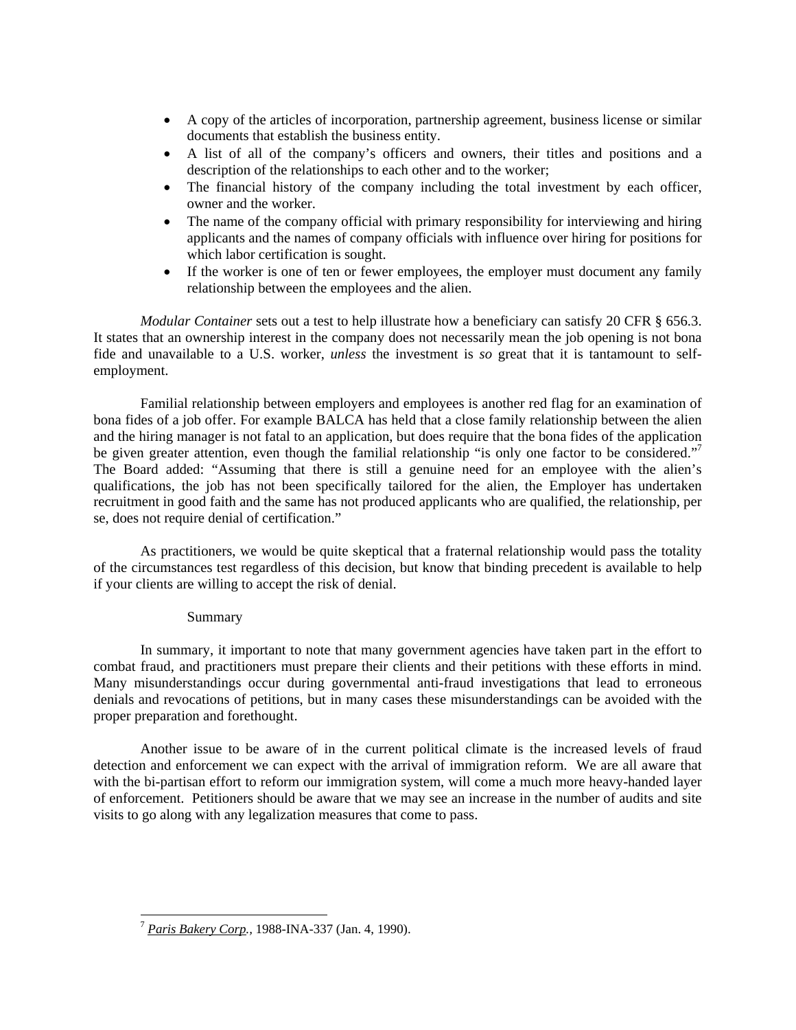- A copy of the articles of incorporation, partnership agreement, business license or similar documents that establish the business entity.
- A list of all of the company's officers and owners, their titles and positions and a description of the relationships to each other and to the worker;
- The financial history of the company including the total investment by each officer, owner and the worker.
- The name of the company official with primary responsibility for interviewing and hiring applicants and the names of company officials with influence over hiring for positions for which labor certification is sought.
- If the worker is one of ten or fewer employees, the employer must document any family relationship between the employees and the alien.

*Modular Container* sets out a test to help illustrate how a beneficiary can satisfy 20 CFR § 656.3. It states that an ownership interest in the company does not necessarily mean the job opening is not bona fide and unavailable to a U.S. worker, *unless* the investment is *so* great that it is tantamount to self-employment.

Familial relationship between employers and employees is another red flag for an examination of bona fides of a job offer. For example BALCA has held that a close family relationship between the alien and the hiring manager is not fatal to an application, but does require that the bona fides of the application be given greater attention, even though the familial relationship "is only one factor to be considered."[7] The Board added: "Assuming that there is still a genuine need for an employee with the alien's qualifications, the job has not been specifically tailored for the alien, the Employer has undertaken recruitment in good faith and the same has not produced applicants who are qualified, the relationship, per se, does not require denial of certification."

As practitioners, we would be quite skeptical that a fraternal relationship would pass the totality of the circumstances test regardless of this decision, but know that binding precedent is available to help if your clients are willing to accept the risk of denial.

Summary

In summary, it important to note that many government agencies have taken part in the effort to combat fraud, and practitioners must prepare their clients and their petitions with these efforts in mind. Many misunderstandings occur during governmental anti-fraud investigations that lead to erroneous denials and revocations of petitions, but in many cases these misunderstandings can be avoided with the proper preparation and forethought.

Another issue to be aware of in the current political climate is the increased levels of fraud detection and enforcement we can expect with the arrival of immigration reform. We are all aware that with the bi-partisan effort to reform our immigration system, will come a much more heavy-handed layer of enforcement. Petitioners should be aware that we may see an increase in the number of audits and site visits to go along with any legalization measures that come to pass.

[7] Paris Bakery Corp., 1988-INA-337 (Jan. 4, 1990).